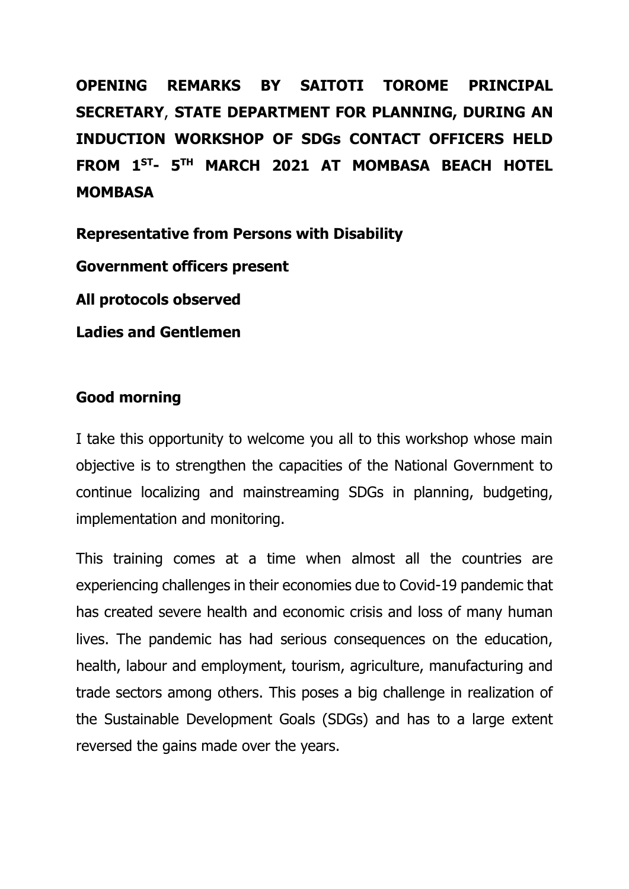**OPENING REMARKS BY SAITOTI TOROME PRINCIPAL SECRETARY, STATE DEPARTMENT FOR PLANNING, DURING AN INDUCTION WORKSHOP OF SDGs CONTACT OFFICERS HELD FROM 1ST- 5TH MARCH 2021 AT MOMBASA BEACH HOTEL MOMBASA**

**Representative from Persons with Disability**

**Government officers present**

**All protocols observed**

**Ladies and Gentlemen**

**Good morning**

I take this opportunity to welcome you all to this workshop whose main objective is to strengthen the capacities of the National Government to continue localizing and mainstreaming SDGs in planning, budgeting, implementation and monitoring.

This training comes at a time when almost all the countries are experiencing challenges in their economies due to Covid-19 pandemic that has created severe health and economic crisis and loss of many human lives. The pandemic has had serious consequences on the education, health, labour and employment, tourism, agriculture, manufacturing and trade sectors among others. This poses a big challenge in realization of the Sustainable Development Goals (SDGs) and has to a large extent reversed the gains made over the years.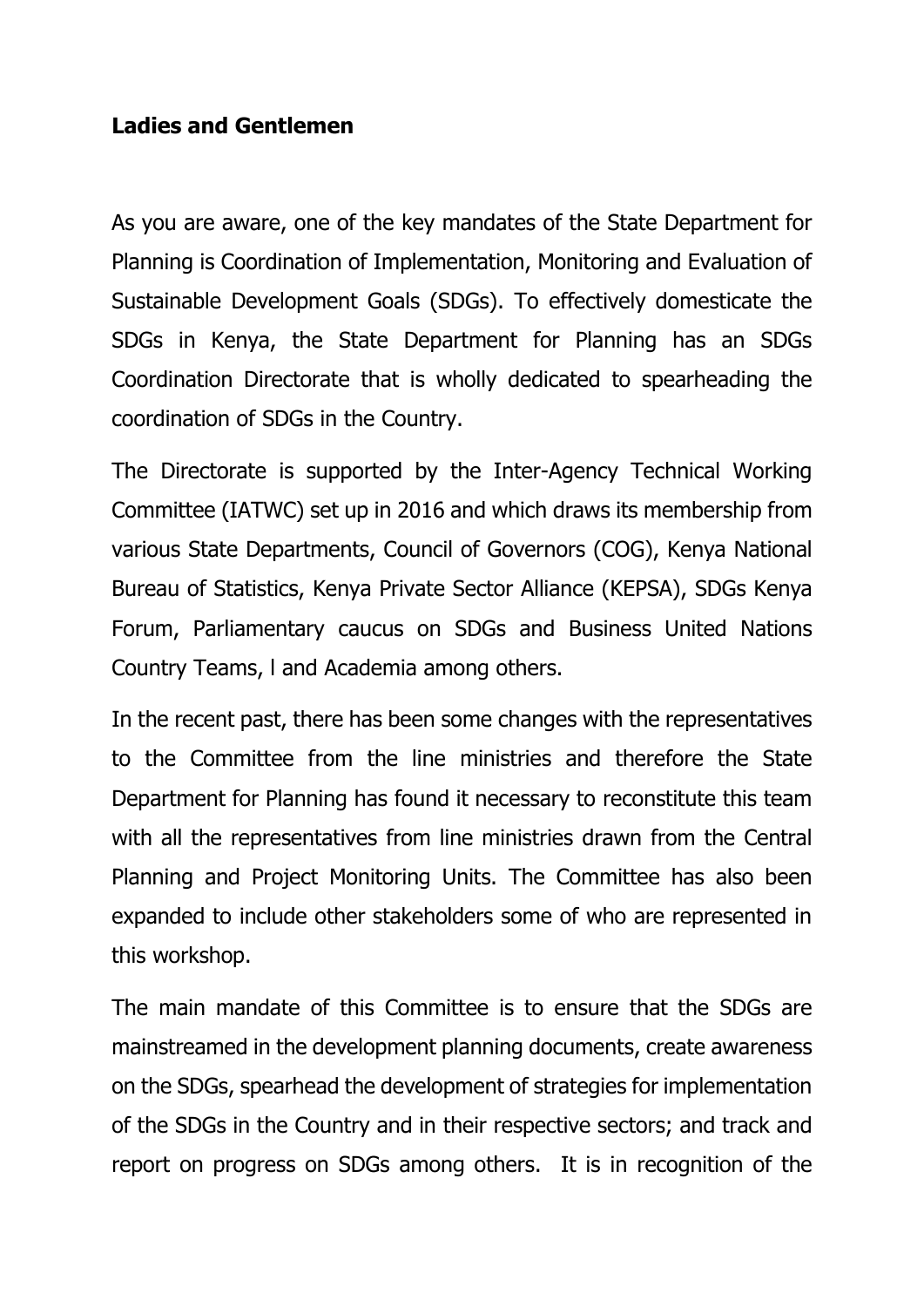**Ladies and Gentlemen**

As you are aware, one of the key mandates of the State Department for Planning is Coordination of Implementation, Monitoring and Evaluation of Sustainable Development Goals (SDGs). To effectively domesticate the SDGs in Kenya, the State Department for Planning has an SDGs Coordination Directorate that is wholly dedicated to spearheading the coordination of SDGs in the Country.

The Directorate is supported by the Inter-Agency Technical Working Committee (IATWC) set up in 2016 and which draws its membership from various State Departments, Council of Governors (COG), Kenya National Bureau of Statistics, Kenya Private Sector Alliance (KEPSA), SDGs Kenya Forum, Parliamentary caucus on SDGs and Business United Nations Country Teams, l and Academia among others.

In the recent past, there has been some changes with the representatives to the Committee from the line ministries and therefore the State Department for Planning has found it necessary to reconstitute this team with all the representatives from line ministries drawn from the Central Planning and Project Monitoring Units. The Committee has also been expanded to include other stakeholders some of who are represented in this workshop.

The main mandate of this Committee is to ensure that the SDGs are mainstreamed in the development planning documents, create awareness on the SDGs, spearhead the development of strategies for implementation of the SDGs in the Country and in their respective sectors; and track and report on progress on SDGs among others. It is in recognition of the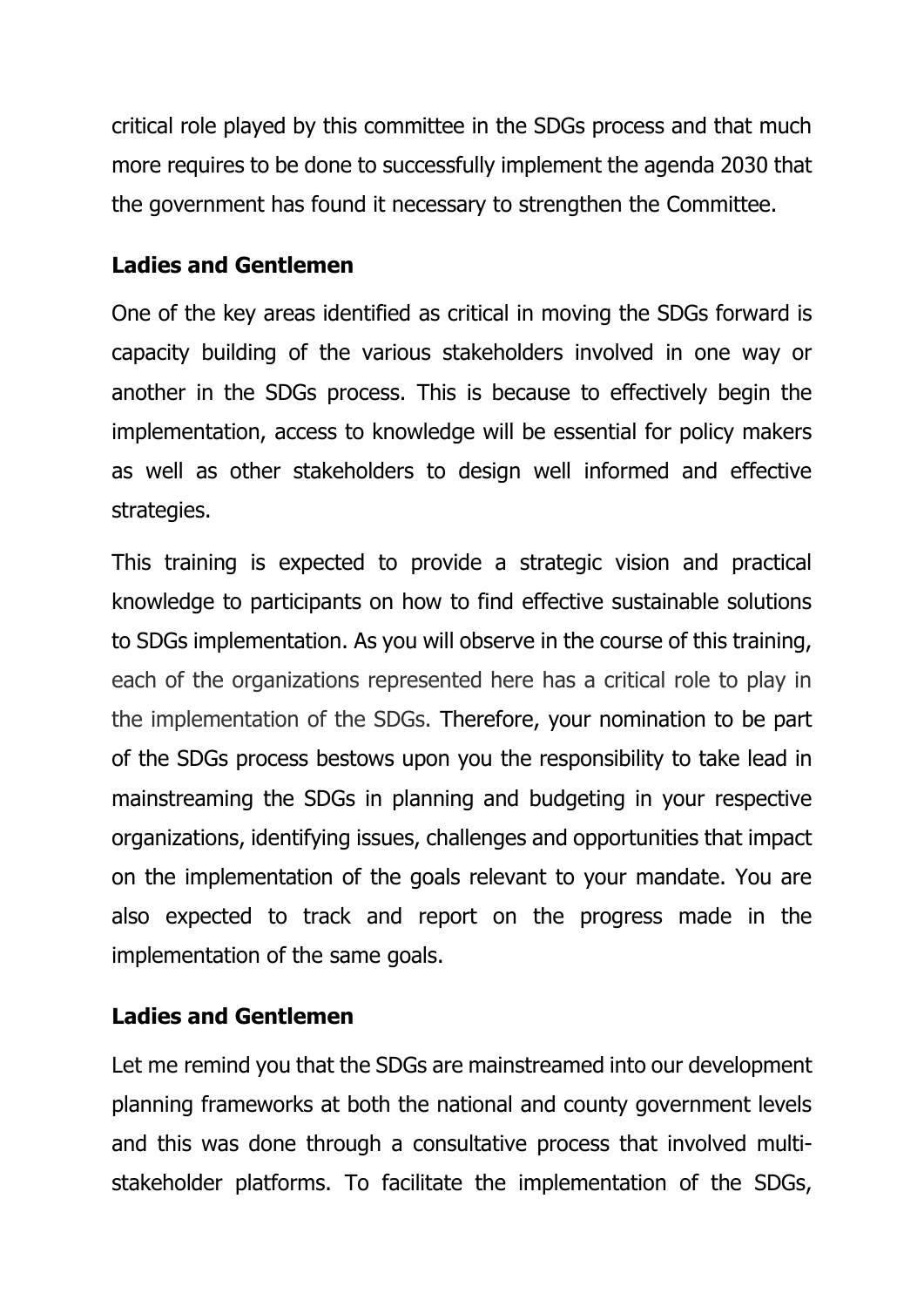critical role played by this committee in the SDGs process and that much more requires to be done to successfully implement the agenda 2030 that the government has found it necessary to strengthen the Committee.

**Ladies and Gentlemen**

One of the key areas identified as critical in moving the SDGs forward is capacity building of the various stakeholders involved in one way or another in the SDGs process. This is because to effectively begin the implementation, access to knowledge will be essential for policy makers as well as other stakeholders to design well informed and effective strategies.

This training is expected to provide a strategic vision and practical knowledge to participants on how to find effective sustainable solutions to SDGs implementation. As you will observe in the course of this training, each of the organizations represented here has a critical role to play in the implementation of the SDGs. Therefore, your nomination to be part of the SDGs process bestows upon you the responsibility to take lead in mainstreaming the SDGs in planning and budgeting in your respective organizations, identifying issues, challenges and opportunities that impact on the implementation of the goals relevant to your mandate. You are also expected to track and report on the progress made in the implementation of the same goals.

**Ladies and Gentlemen**

Let me remind you that the SDGs are mainstreamed into our development planning frameworks at both the national and county government levels and this was done through a consultative process that involved multi-stakeholder platforms. To facilitate the implementation of the SDGs,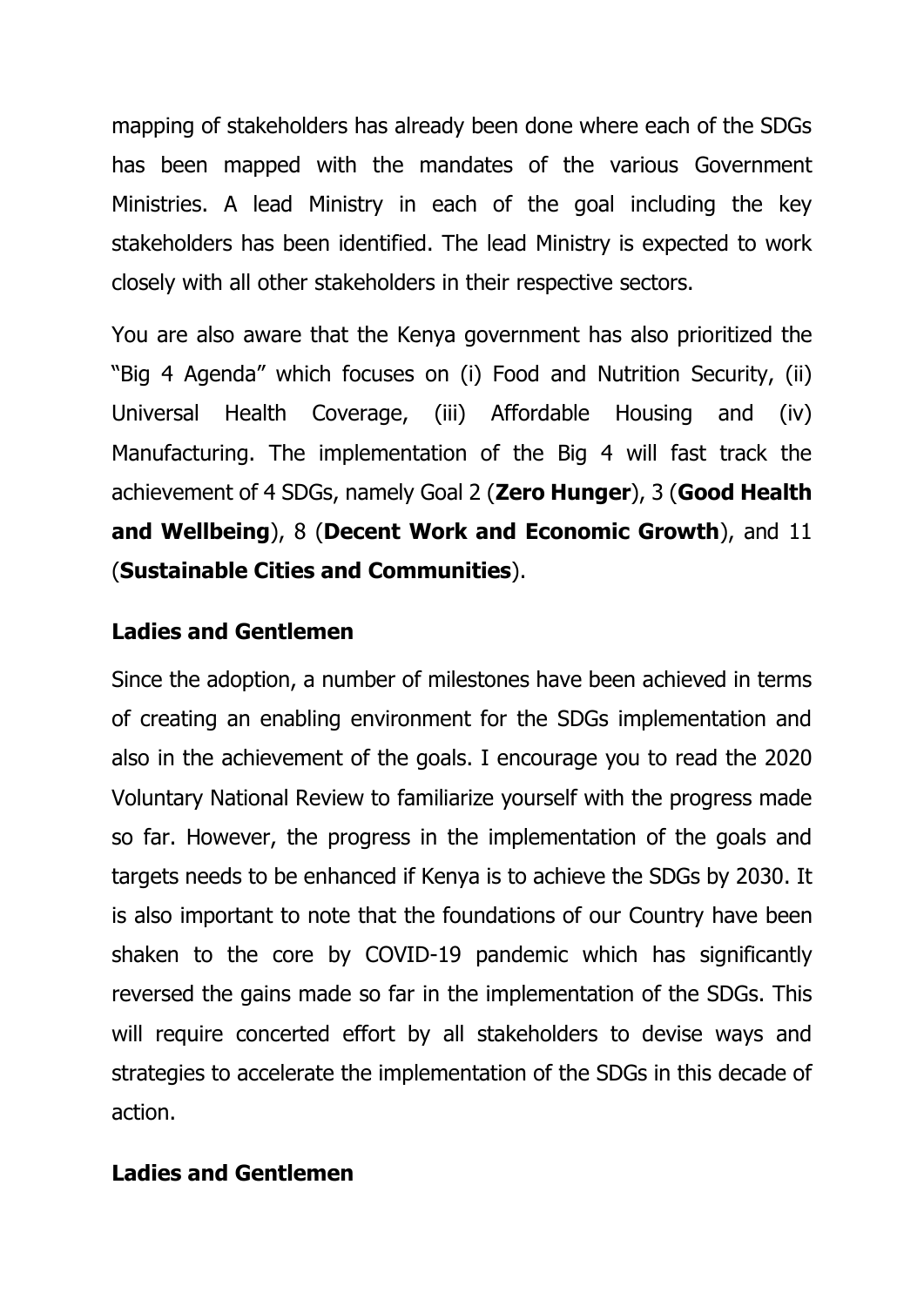mapping of stakeholders has already been done where each of the SDGs has been mapped with the mandates of the various Government Ministries. A lead Ministry in each of the goal including the key stakeholders has been identified. The lead Ministry is expected to work closely with all other stakeholders in their respective sectors.

You are also aware that the Kenya government has also prioritized the "Big 4 Agenda" which focuses on (i) Food and Nutrition Security, (ii) Universal Health Coverage, (iii) Affordable Housing and (iv) Manufacturing. The implementation of the Big 4 will fast track the achievement of 4 SDGs, namely Goal 2 (**Zero Hunger**), 3 (**Good Health and Wellbeing**), 8 (**Decent Work and Economic Growth**), and 11 (**Sustainable Cities and Communities**).

**Ladies and Gentlemen**

Since the adoption, a number of milestones have been achieved in terms of creating an enabling environment for the SDGs implementation and also in the achievement of the goals. I encourage you to read the 2020 Voluntary National Review to familiarize yourself with the progress made so far. However, the progress in the implementation of the goals and targets needs to be enhanced if Kenya is to achieve the SDGs by 2030. It is also important to note that the foundations of our Country have been shaken to the core by COVID-19 pandemic which has significantly reversed the gains made so far in the implementation of the SDGs. This will require concerted effort by all stakeholders to devise ways and strategies to accelerate the implementation of the SDGs in this decade of action.

**Ladies and Gentlemen**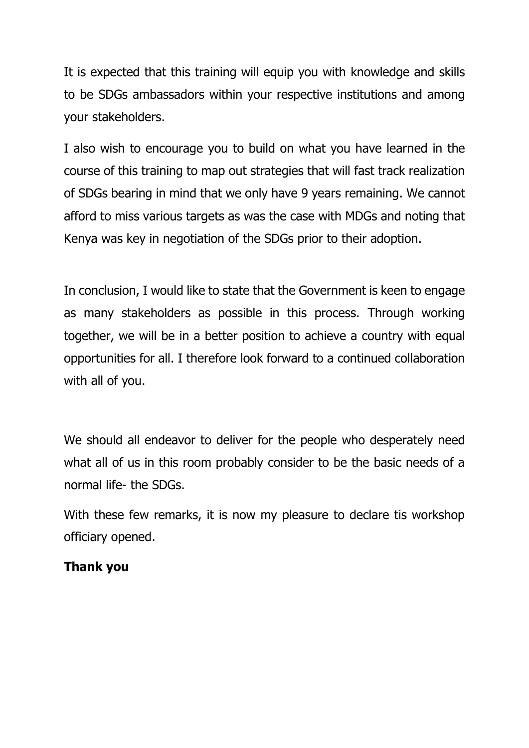It is expected that this training will equip you with knowledge and skills to be SDGs ambassadors within your respective institutions and among your stakeholders.

I also wish to encourage you to build on what you have learned in the course of this training to map out strategies that will fast track realization of SDGs bearing in mind that we only have 9 years remaining. We cannot afford to miss various targets as was the case with MDGs and noting that Kenya was key in negotiation of the SDGs prior to their adoption.

In conclusion, I would like to state that the Government is keen to engage as many stakeholders as possible in this process. Through working together, we will be in a better position to achieve a country with equal opportunities for all. I therefore look forward to a continued collaboration with all of you.

We should all endeavor to deliver for the people who desperately need what all of us in this room probably consider to be the basic needs of a normal life- the SDGs.

With these few remarks, it is now my pleasure to declare tis workshop officiary opened.

**Thank you**